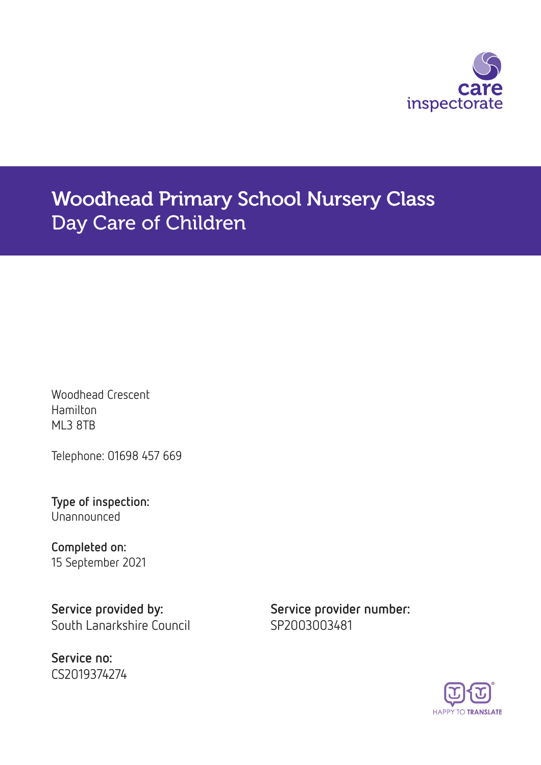# Woodhead Primary School Nursery Class
## Day Care of Children

Woodhead Crescent
Hamilton
ML3 8TB

Telephone: 01698 457 669

**Type of inspection:**
Unannounced

**Completed on:**
15 September 2021

**Service provided by:**
South Lanarkshire Council

**Service provider number:**
SP2003003481

**Service no:**
CS2019374274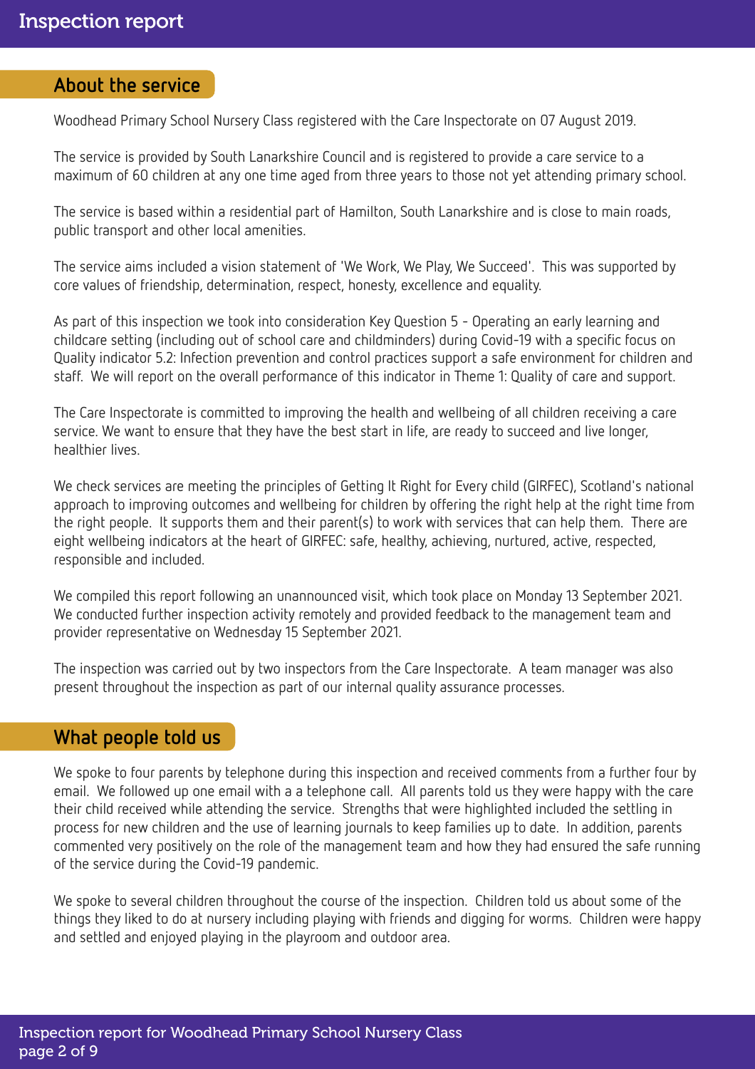## About the service

Woodhead Primary School Nursery Class registered with the Care Inspectorate on 07 August 2019.

The service is provided by South Lanarkshire Council and is registered to provide a care service to a maximum of 60 children at any one time aged from three years to those not yet attending primary school.

The service is based within a residential part of Hamilton, South Lanarkshire and is close to main roads, public transport and other local amenities.

The service aims included a vision statement of 'We Work, We Play, We Succeed'. This was supported by core values of friendship, determination, respect, honesty, excellence and equality.

As part of this inspection we took into consideration Key Question 5 - Operating an early learning and childcare setting (including out of school care and childminders) during Covid-19 with a specific focus on Quality indicator 5.2: Infection prevention and control practices support a safe environment for children and staff. We will report on the overall performance of this indicator in Theme 1: Quality of care and support.

The Care Inspectorate is committed to improving the health and wellbeing of all children receiving a care service. We want to ensure that they have the best start in life, are ready to succeed and live longer, healthier lives.

We check services are meeting the principles of Getting It Right for Every child (GIRFEC), Scotland's national approach to improving outcomes and wellbeing for children by offering the right help at the right time from the right people. It supports them and their parent(s) to work with services that can help them. There are eight wellbeing indicators at the heart of GIRFEC: safe, healthy, achieving, nurtured, active, respected, responsible and included.

We compiled this report following an unannounced visit, which took place on Monday 13 September 2021. We conducted further inspection activity remotely and provided feedback to the management team and provider representative on Wednesday 15 September 2021.

The inspection was carried out by two inspectors from the Care Inspectorate. A team manager was also present throughout the inspection as part of our internal quality assurance processes.

## What people told us

We spoke to four parents by telephone during this inspection and received comments from a further four by email. We followed up one email with a a telephone call. All parents told us they were happy with the care their child received while attending the service. Strengths that were highlighted included the settling in process for new children and the use of learning journals to keep families up to date. In addition, parents commented very positively on the role of the management team and how they had ensured the safe running of the service during the Covid-19 pandemic.

We spoke to several children throughout the course of the inspection. Children told us about some of the things they liked to do at nursery including playing with friends and digging for worms. Children were happy and settled and enjoyed playing in the playroom and outdoor area.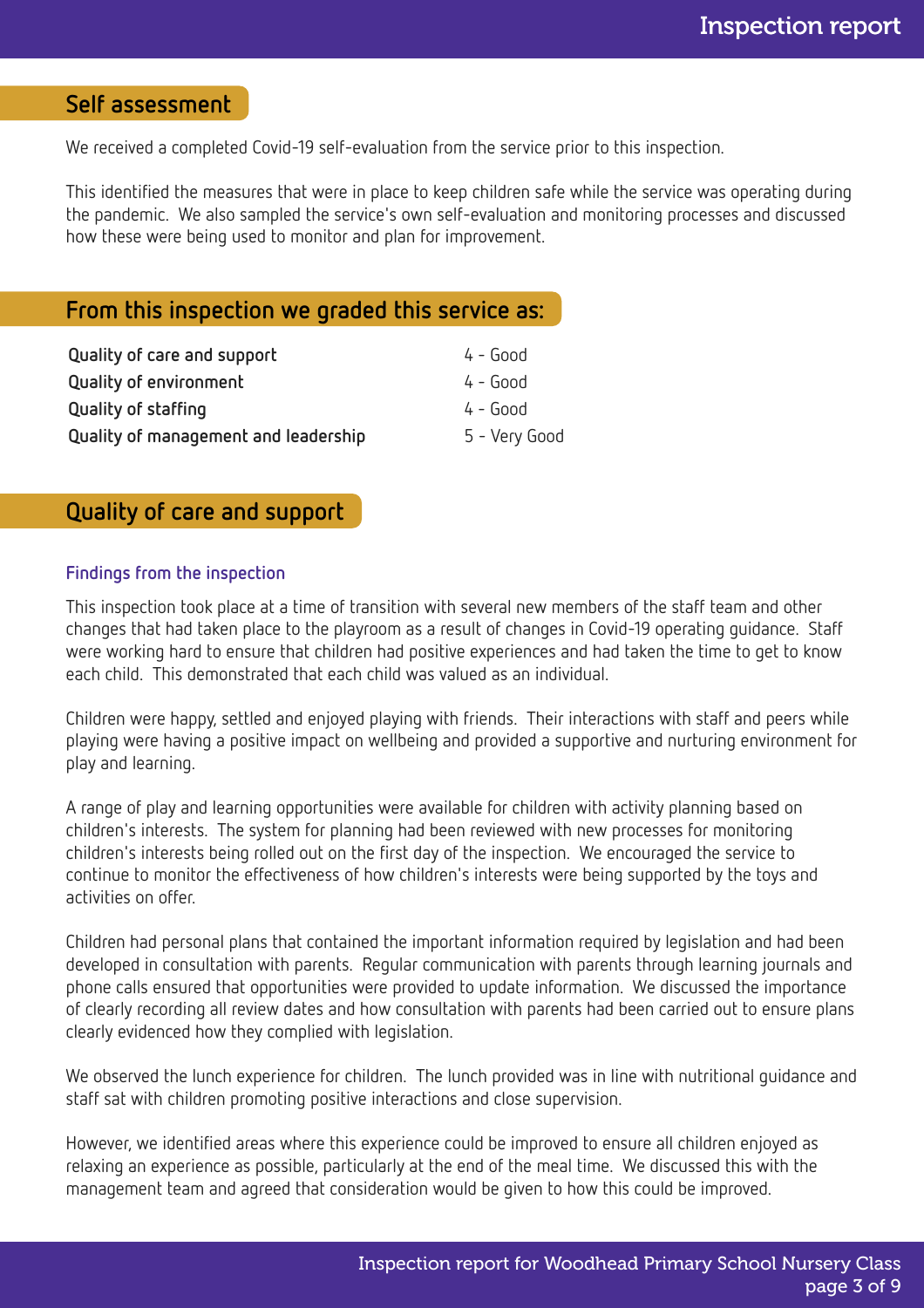## Self assessment

We received a completed Covid-19 self-evaluation from the service prior to this inspection.

This identified the measures that were in place to keep children safe while the service was operating during the pandemic. We also sampled the service's own self-evaluation and monitoring processes and discussed how these were being used to monitor and plan for improvement.

## From this inspection we graded this service as:

| | |
|---|---|
| **Quality of care and support** | 4 - Good |
| **Quality of environment** | 4 - Good |
| **Quality of staffing** | 4 - Good |
| **Quality of management and leadership** | 5 - Very Good |

## Quality of care and support

### Findings from the inspection

This inspection took place at a time of transition with several new members of the staff team and other changes that had taken place to the playroom as a result of changes in Covid-19 operating guidance. Staff were working hard to ensure that children had positive experiences and had taken the time to get to know each child. This demonstrated that each child was valued as an individual.

Children were happy, settled and enjoyed playing with friends. Their interactions with staff and peers while playing were having a positive impact on wellbeing and provided a supportive and nurturing environment for play and learning.

A range of play and learning opportunities were available for children with activity planning based on children's interests. The system for planning had been reviewed with new processes for monitoring children's interests being rolled out on the first day of the inspection. We encouraged the service to continue to monitor the effectiveness of how children's interests were being supported by the toys and activities on offer.

Children had personal plans that contained the important information required by legislation and had been developed in consultation with parents. Regular communication with parents through learning journals and phone calls ensured that opportunities were provided to update information. We discussed the importance of clearly recording all review dates and how consultation with parents had been carried out to ensure plans clearly evidenced how they complied with legislation.

We observed the lunch experience for children. The lunch provided was in line with nutritional guidance and staff sat with children promoting positive interactions and close supervision.

However, we identified areas where this experience could be improved to ensure all children enjoyed as relaxing an experience as possible, particularly at the end of the meal time. We discussed this with the management team and agreed that consideration would be given to how this could be improved.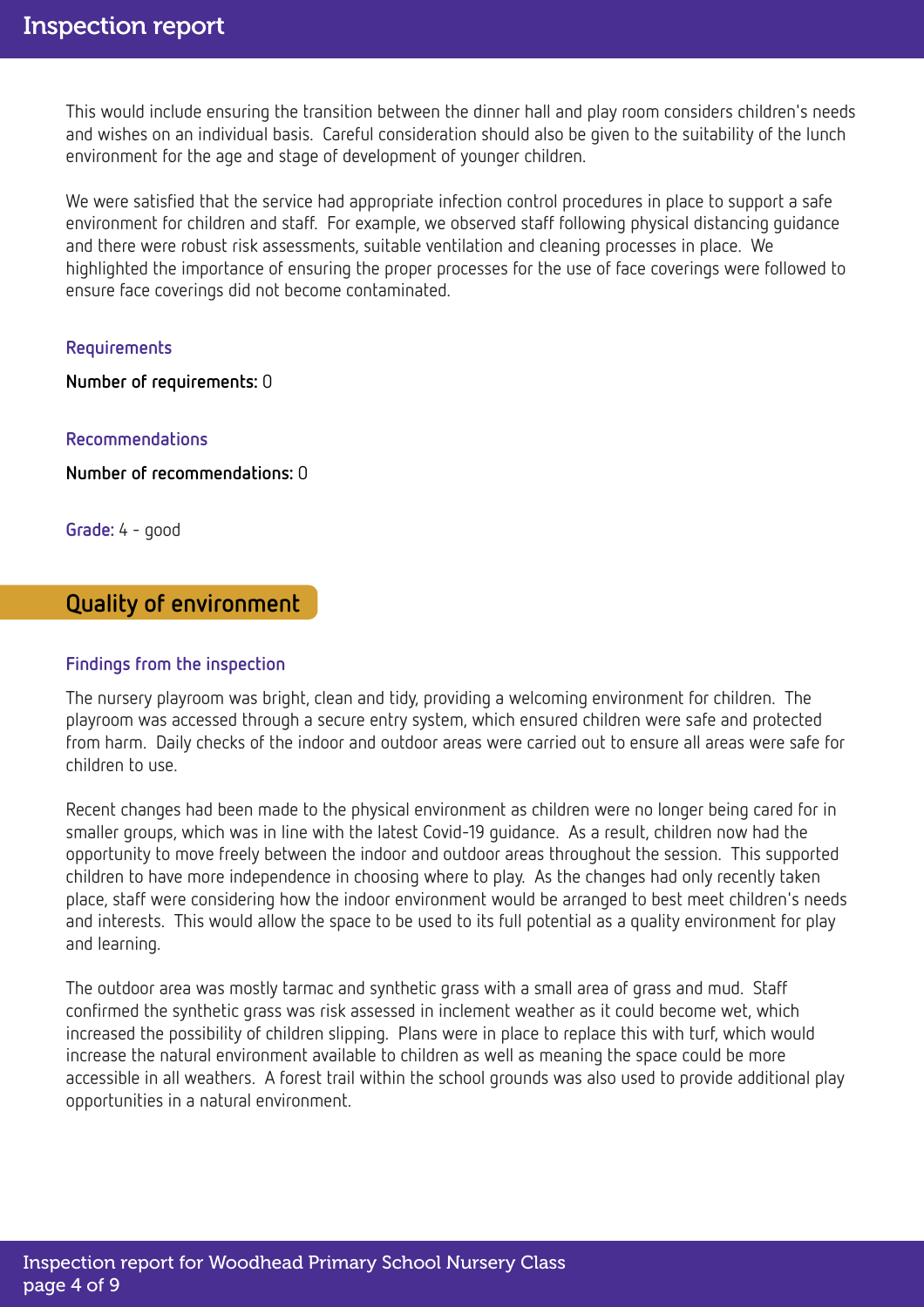This would include ensuring the transition between the dinner hall and play room considers children's needs and wishes on an individual basis. Careful consideration should also be given to the suitability of the lunch environment for the age and stage of development of younger children.

We were satisfied that the service had appropriate infection control procedures in place to support a safe environment for children and staff. For example, we observed staff following physical distancing guidance and there were robust risk assessments, suitable ventilation and cleaning processes in place. We highlighted the importance of ensuring the proper processes for the use of face coverings were followed to ensure face coverings did not become contaminated.

### Requirements

**Number of requirements:** 0

### Recommendations

**Number of recommendations:** 0

**Grade:** 4 - good

## Quality of environment

### Findings from the inspection

The nursery playroom was bright, clean and tidy, providing a welcoming environment for children. The playroom was accessed through a secure entry system, which ensured children were safe and protected from harm. Daily checks of the indoor and outdoor areas were carried out to ensure all areas were safe for children to use.

Recent changes had been made to the physical environment as children were no longer being cared for in smaller groups, which was in line with the latest Covid-19 guidance. As a result, children now had the opportunity to move freely between the indoor and outdoor areas throughout the session. This supported children to have more independence in choosing where to play. As the changes had only recently taken place, staff were considering how the indoor environment would be arranged to best meet children's needs and interests. This would allow the space to be used to its full potential as a quality environment for play and learning.

The outdoor area was mostly tarmac and synthetic grass with a small area of grass and mud. Staff confirmed the synthetic grass was risk assessed in inclement weather as it could become wet, which increased the possibility of children slipping. Plans were in place to replace this with turf, which would increase the natural environment available to children as well as meaning the space could be more accessible in all weathers. A forest trail within the school grounds was also used to provide additional play opportunities in a natural environment.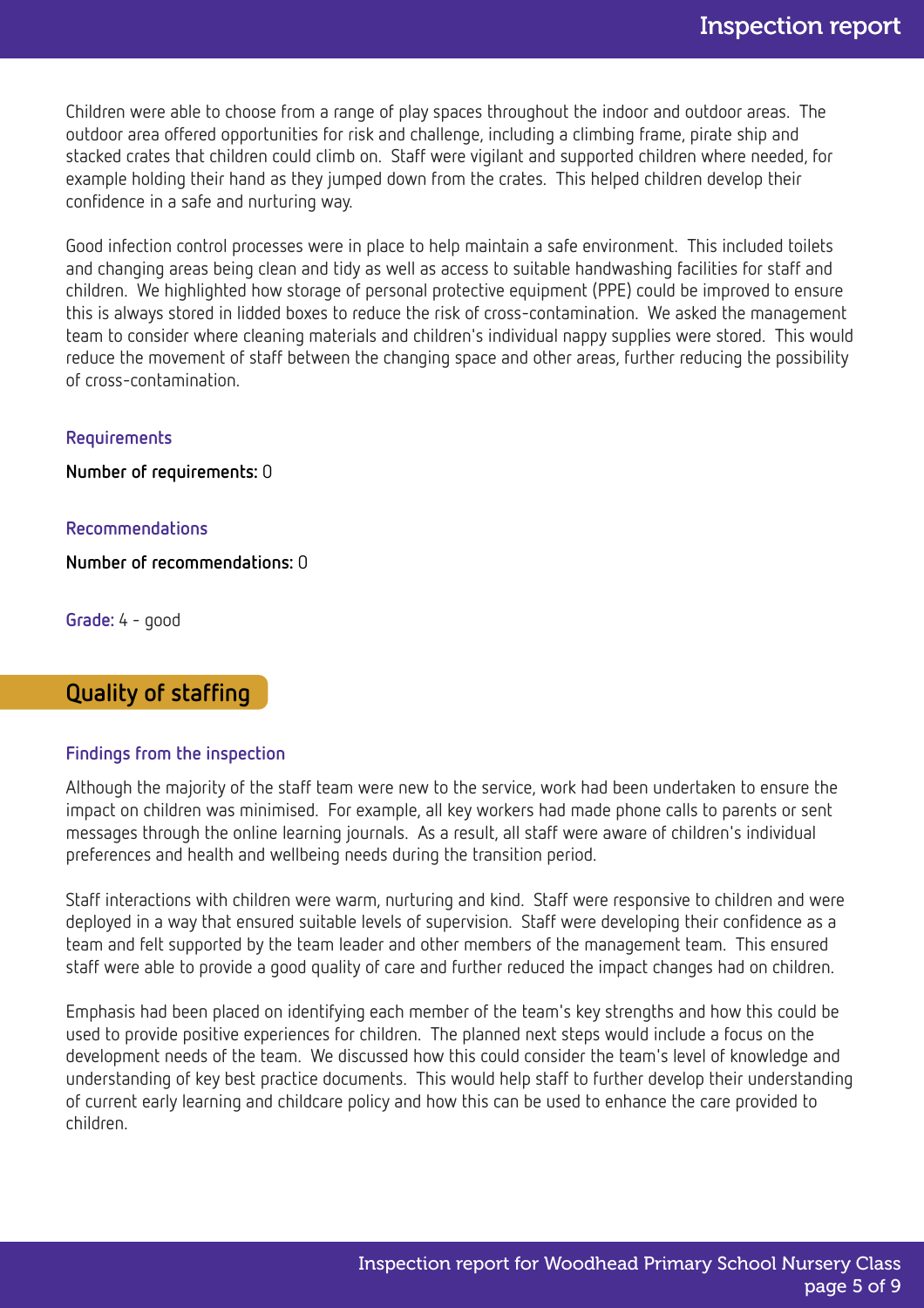Children were able to choose from a range of play spaces throughout the indoor and outdoor areas. The outdoor area offered opportunities for risk and challenge, including a climbing frame, pirate ship and stacked crates that children could climb on. Staff were vigilant and supported children where needed, for example holding their hand as they jumped down from the crates. This helped children develop their confidence in a safe and nurturing way.

Good infection control processes were in place to help maintain a safe environment. This included toilets and changing areas being clean and tidy as well as access to suitable handwashing facilities for staff and children. We highlighted how storage of personal protective equipment (PPE) could be improved to ensure this is always stored in lidded boxes to reduce the risk of cross-contamination. We asked the management team to consider where cleaning materials and children's individual nappy supplies were stored. This would reduce the movement of staff between the changing space and other areas, further reducing the possibility of cross-contamination.

### Requirements

**Number of requirements:** 0

### Recommendations

**Number of recommendations:** 0

**Grade:** 4 - good

## Quality of staffing

### Findings from the inspection

Although the majority of the staff team were new to the service, work had been undertaken to ensure the impact on children was minimised. For example, all key workers had made phone calls to parents or sent messages through the online learning journals. As a result, all staff were aware of children's individual preferences and health and wellbeing needs during the transition period.

Staff interactions with children were warm, nurturing and kind. Staff were responsive to children and were deployed in a way that ensured suitable levels of supervision. Staff were developing their confidence as a team and felt supported by the team leader and other members of the management team. This ensured staff were able to provide a good quality of care and further reduced the impact changes had on children.

Emphasis had been placed on identifying each member of the team's key strengths and how this could be used to provide positive experiences for children. The planned next steps would include a focus on the development needs of the team. We discussed how this could consider the team's level of knowledge and understanding of key best practice documents. This would help staff to further develop their understanding of current early learning and childcare policy and how this can be used to enhance the care provided to children.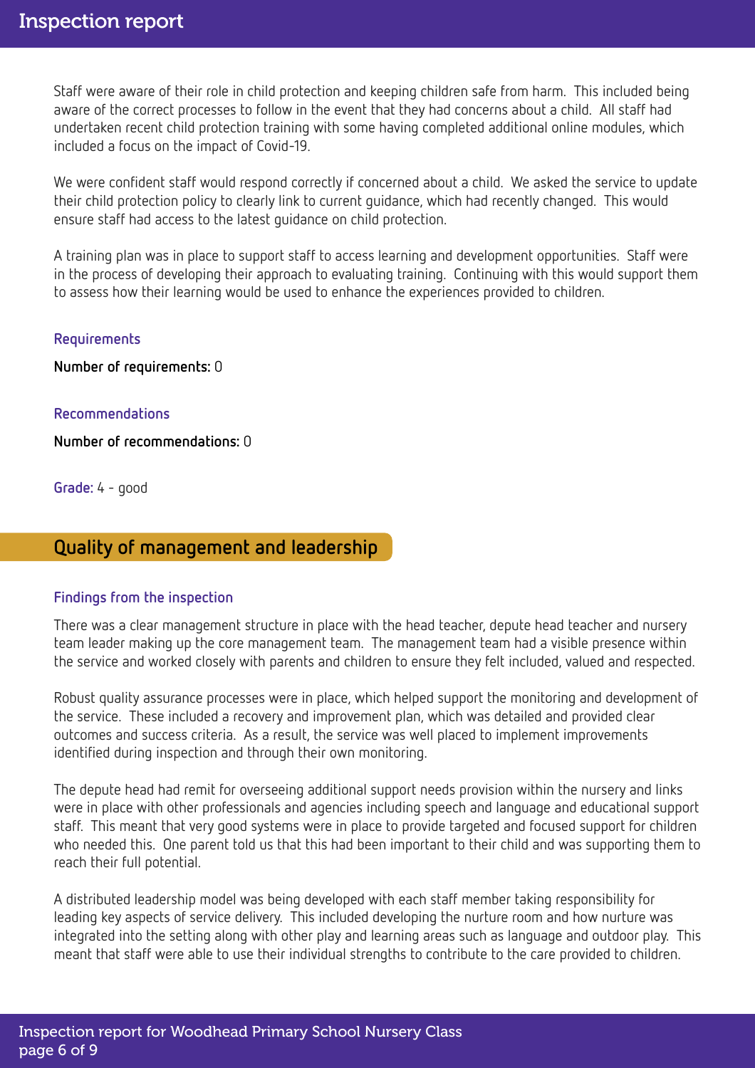Staff were aware of their role in child protection and keeping children safe from harm. This included being aware of the correct processes to follow in the event that they had concerns about a child. All staff had undertaken recent child protection training with some having completed additional online modules, which included a focus on the impact of Covid-19.

We were confident staff would respond correctly if concerned about a child. We asked the service to update their child protection policy to clearly link to current guidance, which had recently changed. This would ensure staff had access to the latest guidance on child protection.

A training plan was in place to support staff to access learning and development opportunities. Staff were in the process of developing their approach to evaluating training. Continuing with this would support them to assess how their learning would be used to enhance the experiences provided to children.

### Requirements

**Number of requirements:** 0

### Recommendations

**Number of recommendations:** 0

**Grade:** 4 - good

## Quality of management and leadership

### Findings from the inspection

There was a clear management structure in place with the head teacher, depute head teacher and nursery team leader making up the core management team. The management team had a visible presence within the service and worked closely with parents and children to ensure they felt included, valued and respected.

Robust quality assurance processes were in place, which helped support the monitoring and development of the service. These included a recovery and improvement plan, which was detailed and provided clear outcomes and success criteria. As a result, the service was well placed to implement improvements identified during inspection and through their own monitoring.

The depute head had remit for overseeing additional support needs provision within the nursery and links were in place with other professionals and agencies including speech and language and educational support staff. This meant that very good systems were in place to provide targeted and focused support for children who needed this. One parent told us that this had been important to their child and was supporting them to reach their full potential.

A distributed leadership model was being developed with each staff member taking responsibility for leading key aspects of service delivery. This included developing the nurture room and how nurture was integrated into the setting along with other play and learning areas such as language and outdoor play. This meant that staff were able to use their individual strengths to contribute to the care provided to children.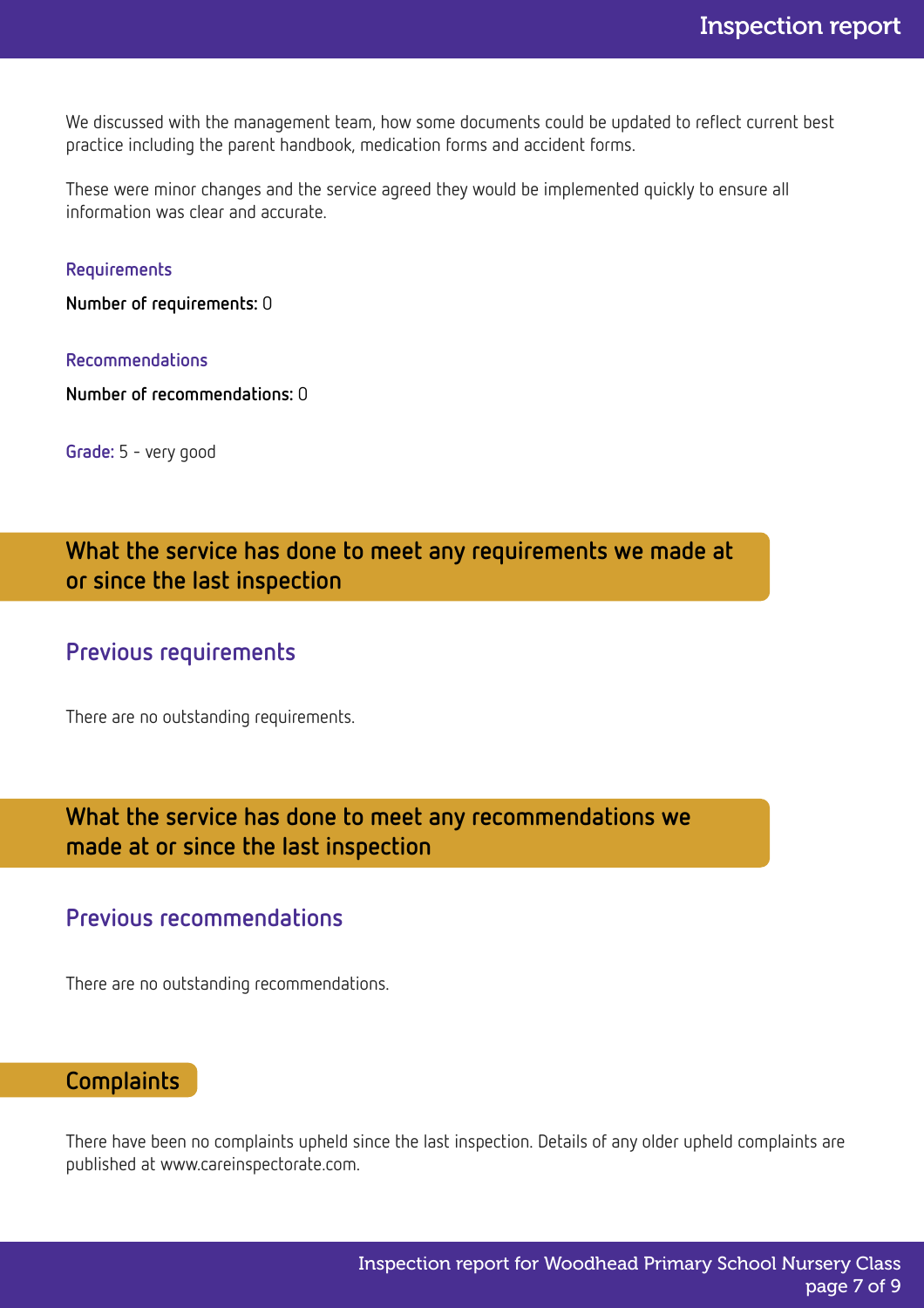We discussed with the management team, how some documents could be updated to reflect current best practice including the parent handbook, medication forms and accident forms.

These were minor changes and the service agreed they would be implemented quickly to ensure all information was clear and accurate.

### Requirements

**Number of requirements:** 0

### Recommendations

**Number of recommendations:** 0

**Grade:** 5 - very good

## What the service has done to meet any requirements we made at or since the last inspection

### Previous requirements

There are no outstanding requirements.

## What the service has done to meet any recommendations we made at or since the last inspection

### Previous recommendations

There are no outstanding recommendations.

## Complaints

There have been no complaints upheld since the last inspection. Details of any older upheld complaints are published at www.careinspectorate.com.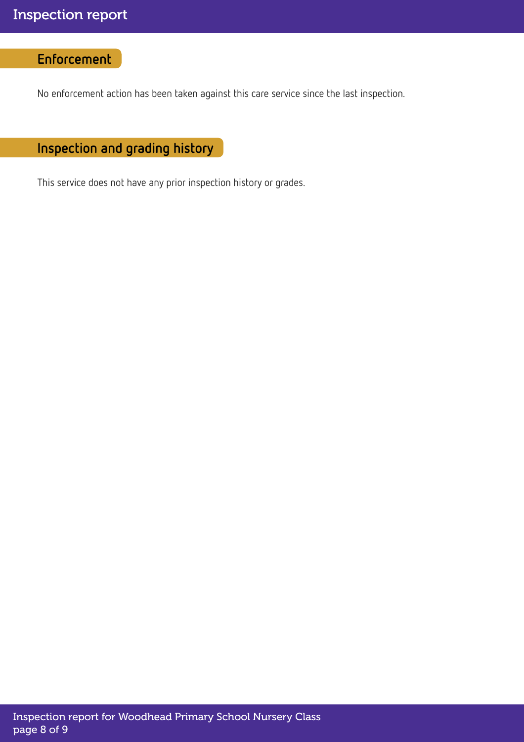## Enforcement

No enforcement action has been taken against this care service since the last inspection.

## Inspection and grading history

This service does not have any prior inspection history or grades.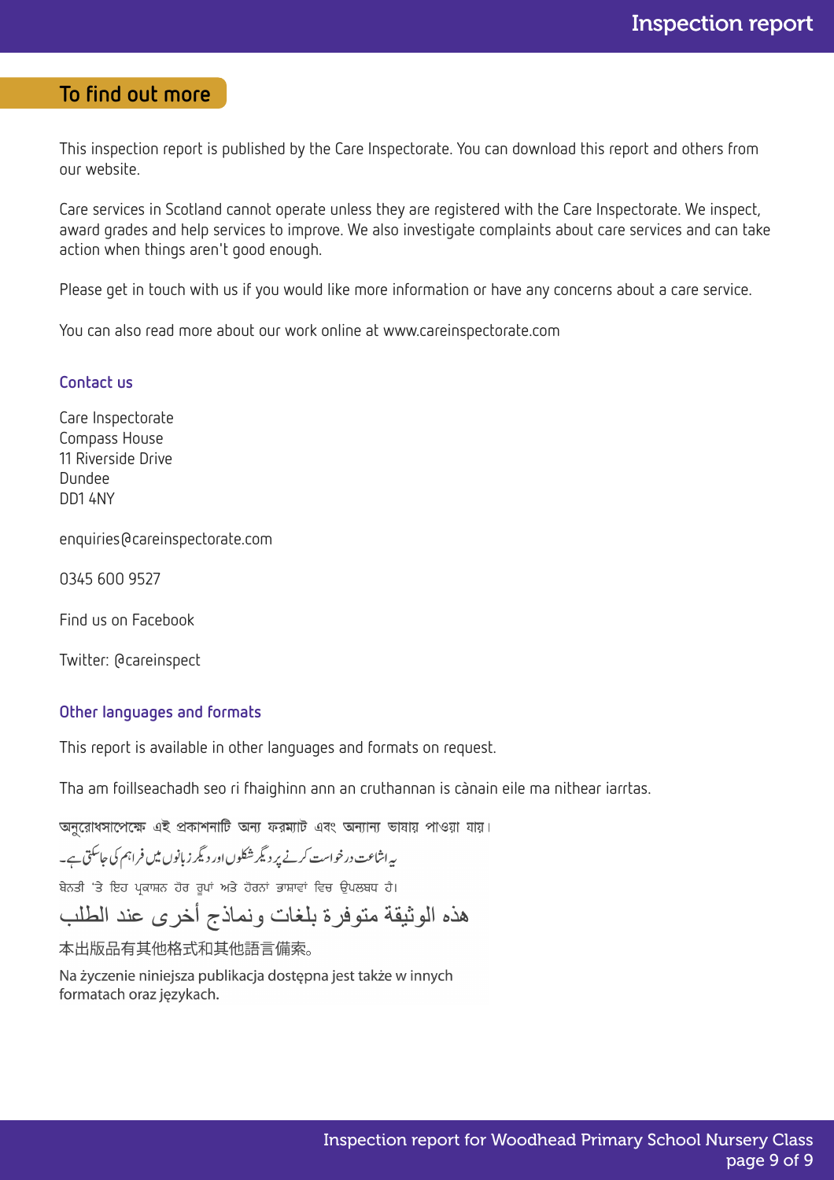## To find out more

This inspection report is published by the Care Inspectorate. You can download this report and others from our website.

Care services in Scotland cannot operate unless they are registered with the Care Inspectorate. We inspect, award grades and help services to improve. We also investigate complaints about care services and can take action when things aren't good enough.

Please get in touch with us if you would like more information or have any concerns about a care service.

You can also read more about our work online at www.careinspectorate.com

### Contact us

Care Inspectorate
Compass House
11 Riverside Drive
Dundee
DD1 4NY

enquiries@careinspectorate.com

0345 600 9527

Find us on Facebook

Twitter: @careinspect

### Other languages and formats

This report is available in other languages and formats on request.

Tha am foillseachadh seo ri fhaighinn ann an cruthannan is cànain eile ma nithear iarrtas.

অনুরোধসাপেক্ষে এই প্রকাশনাটি অন্য ফরম্যাট এবং অন্যান্য ভাষায় পাওয়া যায়।

یہ اشاعت درخواست کرنے پر دیگر شکلوں اور دیگر زبانوں میں فراہم کی جاسکتی ہے۔

ਬੇਨਤੀ 'ਤੇ ਇਹ ਪ੍ਰਕਾਸ਼ਨ ਹੋਰ ਰੂਪਾਂ ਅਤੇ ਹੋਰਨਾਂ ਭਾਸ਼ਾਵਾਂ ਵਿਚ ਉਪਲਬਧ ਹੈ।

هذه الوثيقة متوفرة بلغات ونماذج أخرى عند الطلب

本出版品有其他格式和其他語言備索。

Na życzenie niniejsza publikacja dostępna jest także w innych formatach oraz językach.